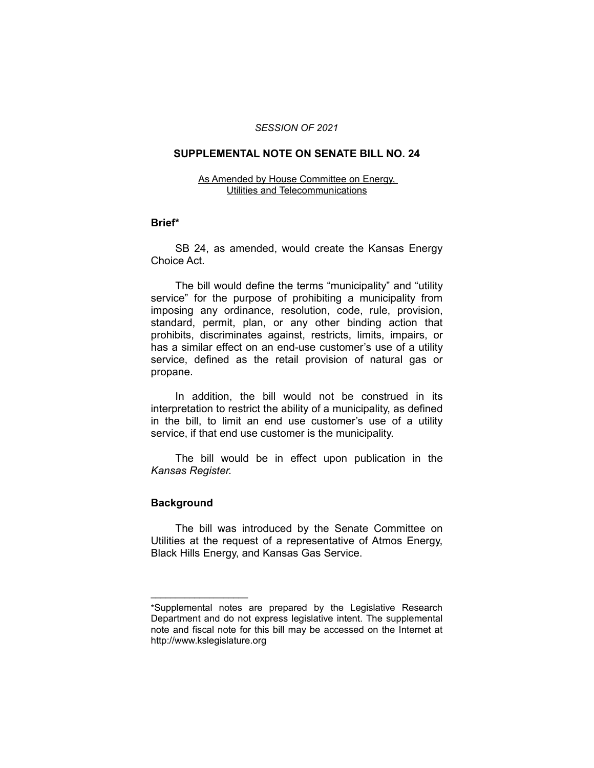*SESSION OF 2021*

# SUPPLEMENTAL NOTE ON SENATE BILL NO. 24

As Amended by House Committee on Energy, Utilities and Telecommunications

## Brief*

SB 24, as amended, would create the Kansas Energy Choice Act.

The bill would define the terms "municipality" and "utility service" for the purpose of prohibiting a municipality from imposing any ordinance, resolution, code, rule, provision, standard, permit, plan, or any other binding action that prohibits, discriminates against, restricts, limits, impairs, or has a similar effect on an end-use customer's use of a utility service, defined as the retail provision of natural gas or propane.

In addition, the bill would not be construed in its interpretation to restrict the ability of a municipality, as defined in the bill, to limit an end use customer's use of a utility service, if that end use customer is the municipality.

The bill would be in effect upon publication in the *Kansas Register*.

## Background

The bill was introduced by the Senate Committee on Utilities at the request of a representative of Atmos Energy, Black Hills Energy, and Kansas Gas Service.

---

*Supplemental notes are prepared by the Legislative Research Department and do not express legislative intent. The supplemental note and fiscal note for this bill may be accessed on the Internet at http://www.kslegislature.org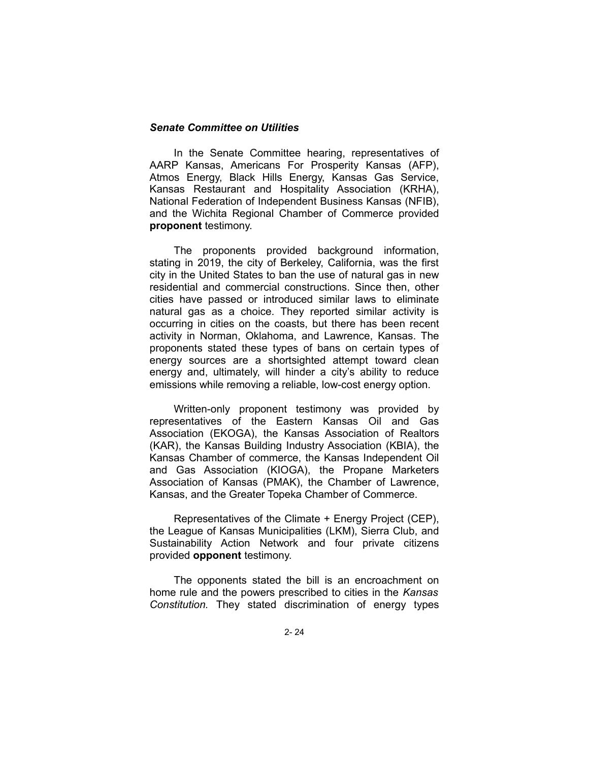***Senate Committee on Utilities***

In the Senate Committee hearing, representatives of AARP Kansas, Americans For Prosperity Kansas (AFP), Atmos Energy, Black Hills Energy, Kansas Gas Service, Kansas Restaurant and Hospitality Association (KRHA), National Federation of Independent Business Kansas (NFIB), and the Wichita Regional Chamber of Commerce provided **proponent** testimony.

The proponents provided background information, stating in 2019, the city of Berkeley, California, was the first city in the United States to ban the use of natural gas in new residential and commercial constructions. Since then, other cities have passed or introduced similar laws to eliminate natural gas as a choice. They reported similar activity is occurring in cities on the coasts, but there has been recent activity in Norman, Oklahoma, and Lawrence, Kansas. The proponents stated these types of bans on certain types of energy sources are a shortsighted attempt toward clean energy and, ultimately, will hinder a city's ability to reduce emissions while removing a reliable, low-cost energy option.

Written-only proponent testimony was provided by representatives of the Eastern Kansas Oil and Gas Association (EKOGA), the Kansas Association of Realtors (KAR), the Kansas Building Industry Association (KBIA), the Kansas Chamber of commerce, the Kansas Independent Oil and Gas Association (KIOGA), the Propane Marketers Association of Kansas (PMAK), the Chamber of Lawrence, Kansas, and the Greater Topeka Chamber of Commerce.

Representatives of the Climate + Energy Project (CEP), the League of Kansas Municipalities (LKM), Sierra Club, and Sustainability Action Network and four private citizens provided **opponent** testimony.

The opponents stated the bill is an encroachment on home rule and the powers prescribed to cities in the *Kansas Constitution.* They stated discrimination of energy types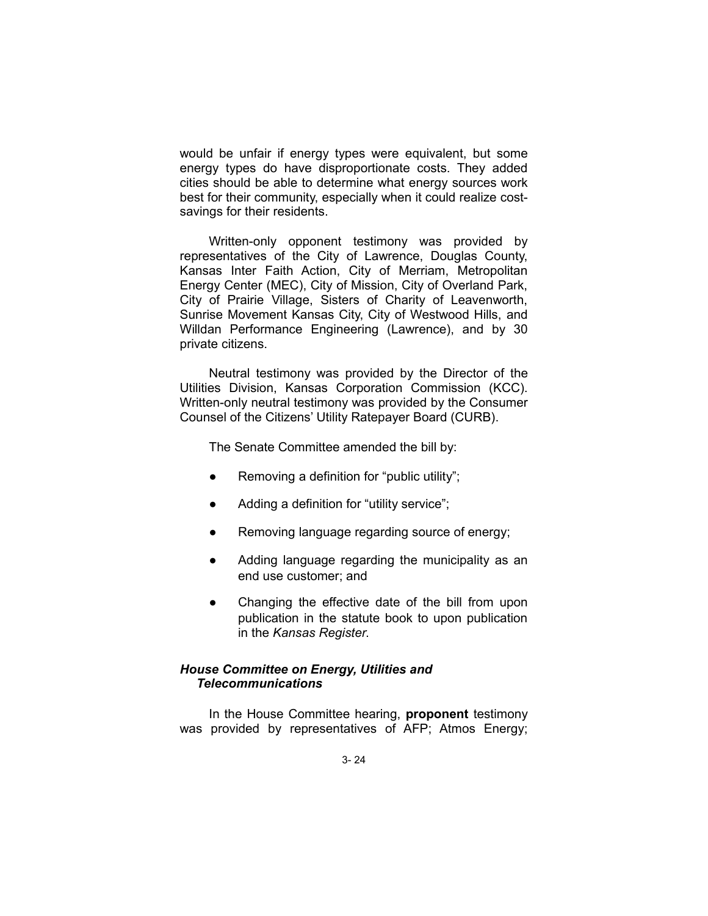would be unfair if energy types were equivalent, but some energy types do have disproportionate costs. They added cities should be able to determine what energy sources work best for their community, especially when it could realize cost-savings for their residents.

Written-only opponent testimony was provided by representatives of the City of Lawrence, Douglas County, Kansas Inter Faith Action, City of Merriam, Metropolitan Energy Center (MEC), City of Mission, City of Overland Park, City of Prairie Village, Sisters of Charity of Leavenworth, Sunrise Movement Kansas City, City of Westwood Hills, and Willdan Performance Engineering (Lawrence), and by 30 private citizens.

Neutral testimony was provided by the Director of the Utilities Division, Kansas Corporation Commission (KCC). Written-only neutral testimony was provided by the Consumer Counsel of the Citizens' Utility Ratepayer Board (CURB).

The Senate Committee amended the bill by:

- Removing a definition for "public utility";
- Adding a definition for "utility service";
- Removing language regarding source of energy;
- Adding language regarding the municipality as an end use customer; and
- Changing the effective date of the bill from upon publication in the statute book to upon publication in the *Kansas Register*.

### *House Committee on Energy, Utilities and Telecommunications*

In the House Committee hearing, **proponent** testimony was provided by representatives of AFP; Atmos Energy;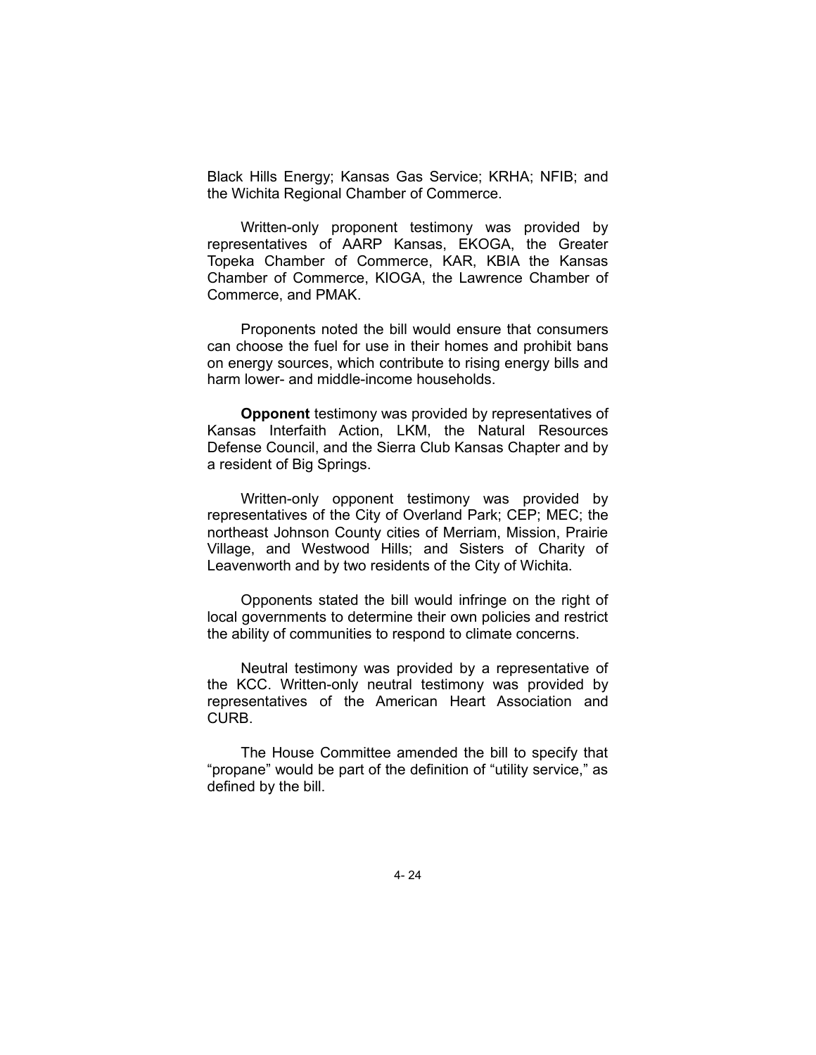Black Hills Energy; Kansas Gas Service; KRHA; NFIB; and the Wichita Regional Chamber of Commerce.

Written-only proponent testimony was provided by representatives of AARP Kansas, EKOGA, the Greater Topeka Chamber of Commerce, KAR, KBIA the Kansas Chamber of Commerce, KIOGA, the Lawrence Chamber of Commerce, and PMAK.

Proponents noted the bill would ensure that consumers can choose the fuel for use in their homes and prohibit bans on energy sources, which contribute to rising energy bills and harm lower- and middle-income households.

**Opponent** testimony was provided by representatives of Kansas Interfaith Action, LKM, the Natural Resources Defense Council, and the Sierra Club Kansas Chapter and by a resident of Big Springs.

Written-only opponent testimony was provided by representatives of the City of Overland Park; CEP; MEC; the northeast Johnson County cities of Merriam, Mission, Prairie Village, and Westwood Hills; and Sisters of Charity of Leavenworth and by two residents of the City of Wichita.

Opponents stated the bill would infringe on the right of local governments to determine their own policies and restrict the ability of communities to respond to climate concerns.

Neutral testimony was provided by a representative of the KCC. Written-only neutral testimony was provided by representatives of the American Heart Association and CURB.

The House Committee amended the bill to specify that "propane" would be part of the definition of "utility service," as defined by the bill.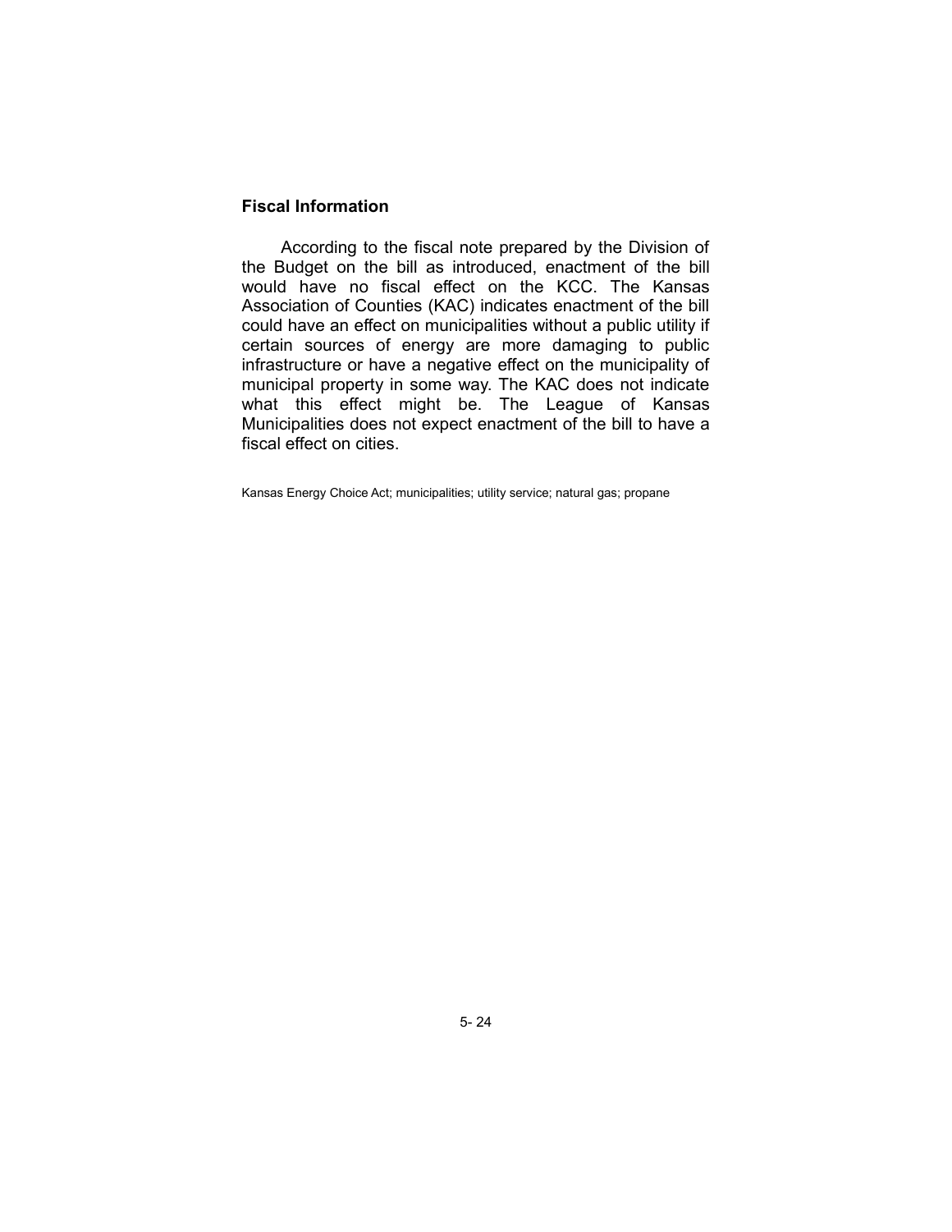### Fiscal Information

According to the fiscal note prepared by the Division of the Budget on the bill as introduced, enactment of the bill would have no fiscal effect on the KCC. The Kansas Association of Counties (KAC) indicates enactment of the bill could have an effect on municipalities without a public utility if certain sources of energy are more damaging to public infrastructure or have a negative effect on the municipality of municipal property in some way. The KAC does not indicate what this effect might be. The League of Kansas Municipalities does not expect enactment of the bill to have a fiscal effect on cities.

Kansas Energy Choice Act; municipalities; utility service; natural gas; propane